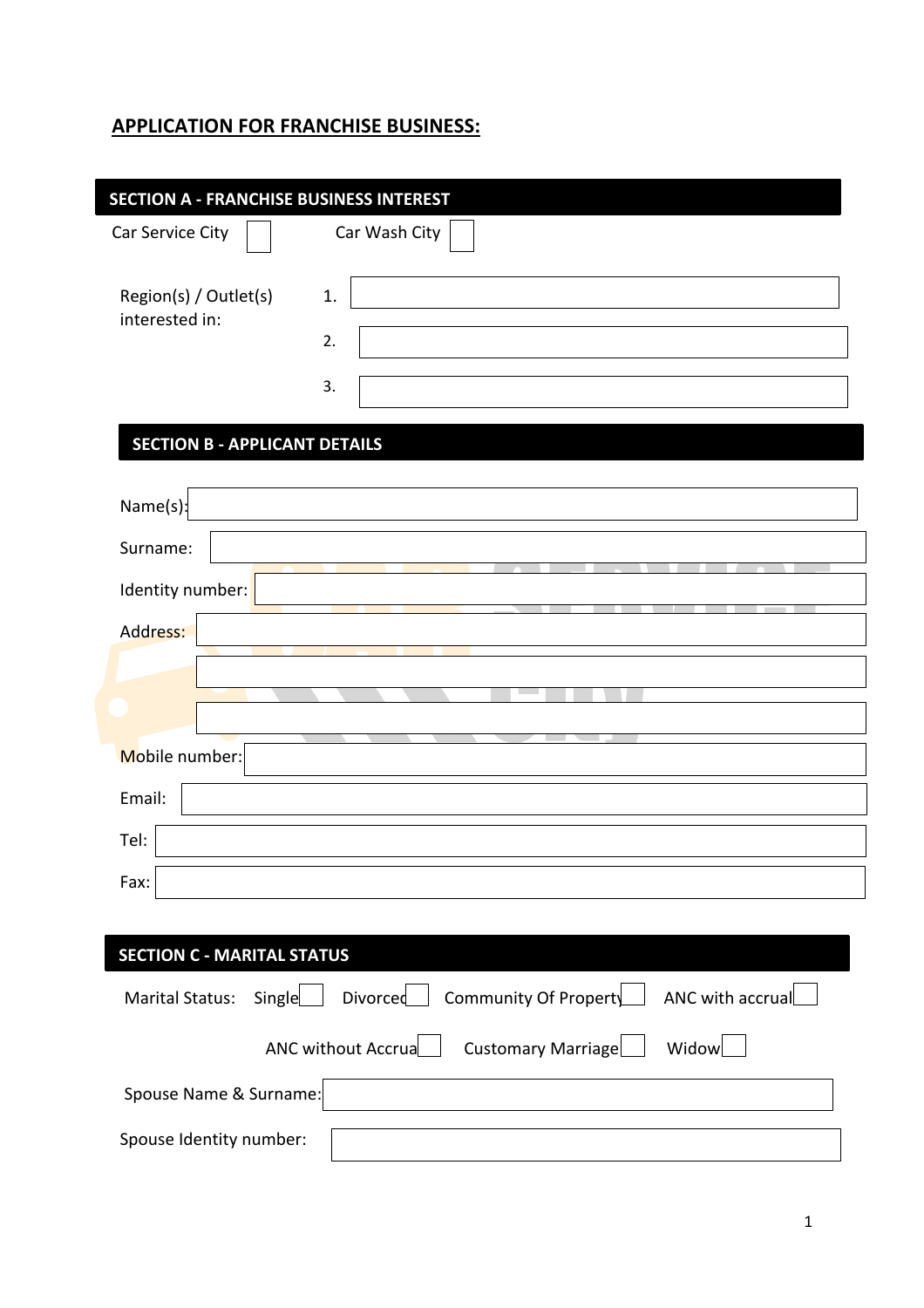# APPLICATION FOR FRANCHISE BUSINESS:

## SECTION A - FRANCHISE BUSINESS INTEREST

Car Service City ☐    Car Wash City ☐

Region(s) / Outlet(s) interested in:

1. ____________________
2. ____________________
3. ____________________

## SECTION B - APPLICANT DETAILS

Name(s): ____________________

Surname: ____________________

Identity number: ____________________

Address: ____________________

____________________

____________________

Mobile number: ____________________

Email: ____________________

Tel: ____________________

Fax: ____________________

## SECTION C - MARITAL STATUS

Marital Status: Single ☐ Divorced ☐ Community Of Property ☐ ANC with accrual ☐

ANC without Accrual ☐ Customary Marriage ☐ Widow ☐

Spouse Name & Surname: ____________________

Spouse Identity number: ____________________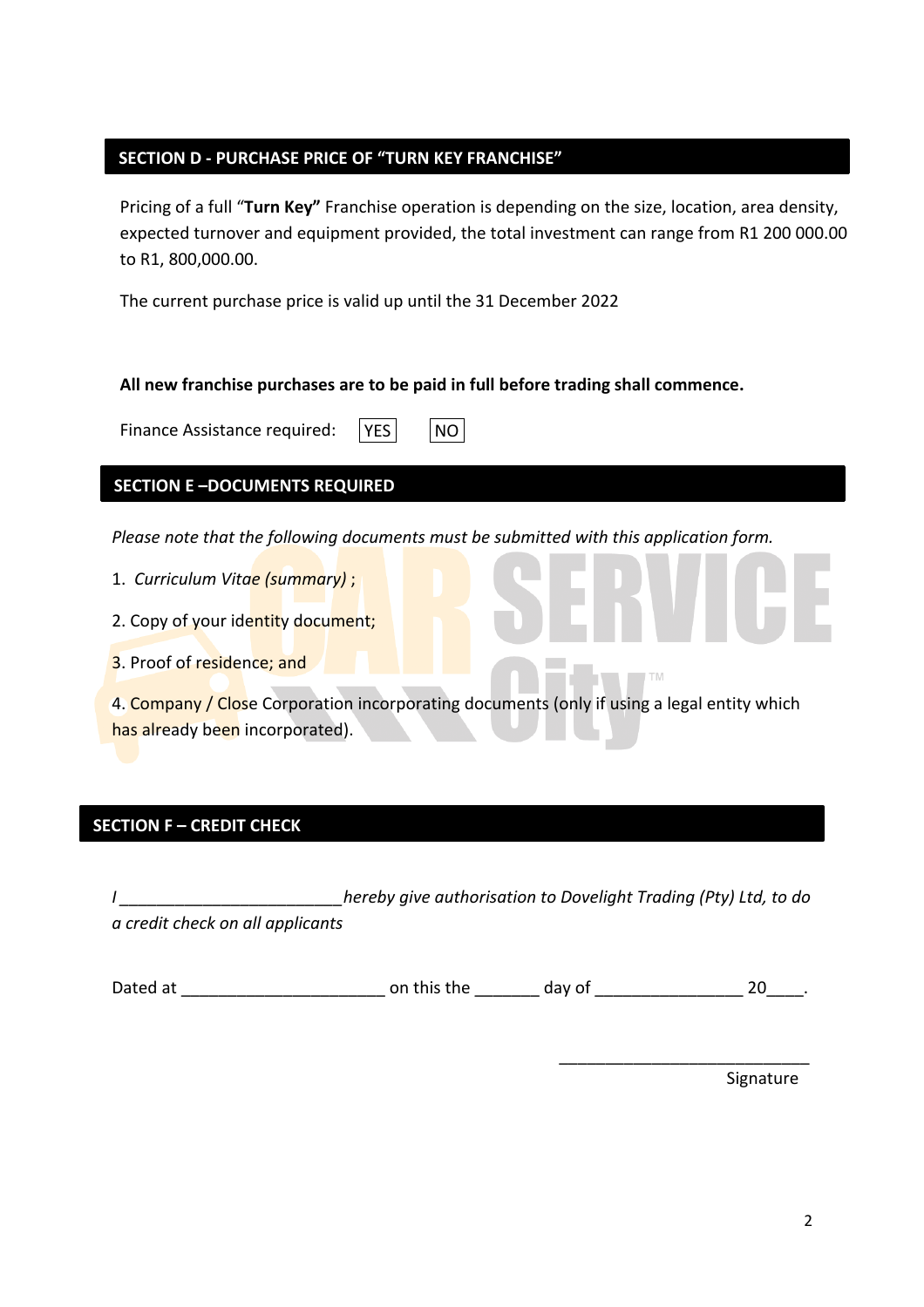## SECTION D - PURCHASE PRICE OF "TURN KEY FRANCHISE"

Pricing of a full "**Turn Key"** Franchise operation is depending on the size, location, area density, expected turnover and equipment provided, the total investment can range from R1 200 000.00 to R1, 800,000.00.

The current purchase price is valid up until the 31 December 2022

**All new franchise purchases are to be paid in full before trading shall commence.**

Finance Assistance required: YES NO

## SECTION E –DOCUMENTS REQUIRED

*Please note that the following documents must be submitted with this application form.*

1. *Curriculum Vitae (summary)* ;
2. Copy of your identity document;
3. Proof of residence; and
4. Company / Close Corporation incorporating documents (only if using a legal entity which has already been incorporated).

## SECTION F – CREDIT CHECK

*I ________________________hereby give authorisation to Dovelight Trading (Pty) Ltd, to do a credit check on all applicants*

Dated at ______________________ on this the _______ day of ________________ 20____.

___________________________
Signature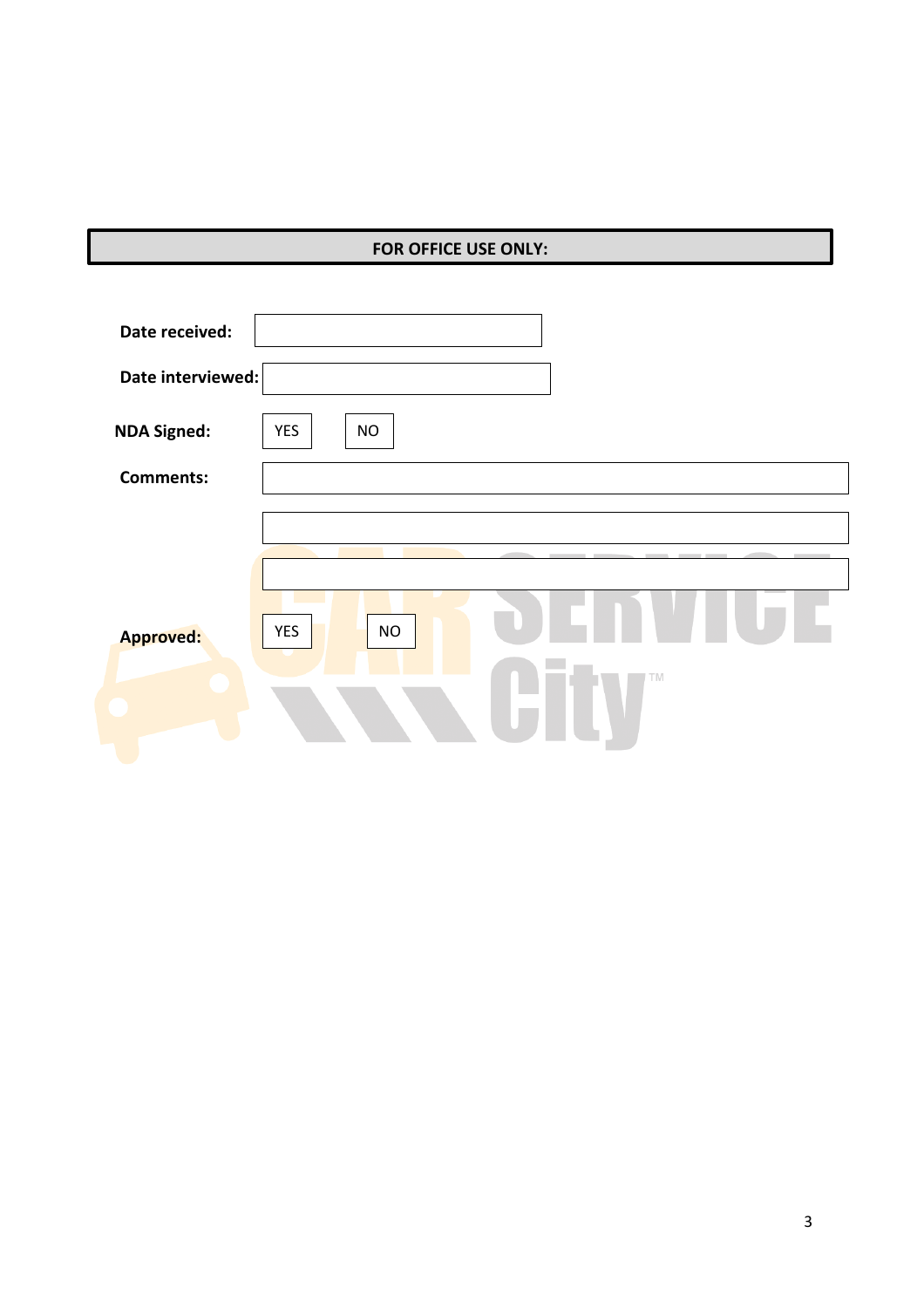**FOR OFFICE USE ONLY:**

**Date received:**

**Date interviewed:**

**NDA Signed:** YES NO

**Comments:**

**Approved:** YES NO